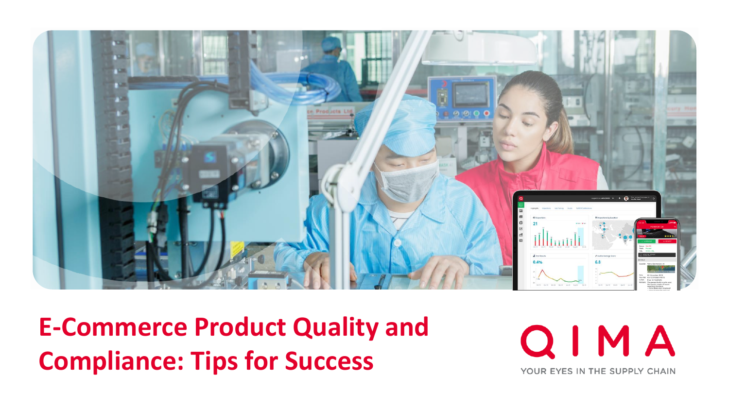# E-Commerce Product Quality and Compliance: Tips for Success

QIMA

YOUR EYES IN THE SUPPLY CHAIN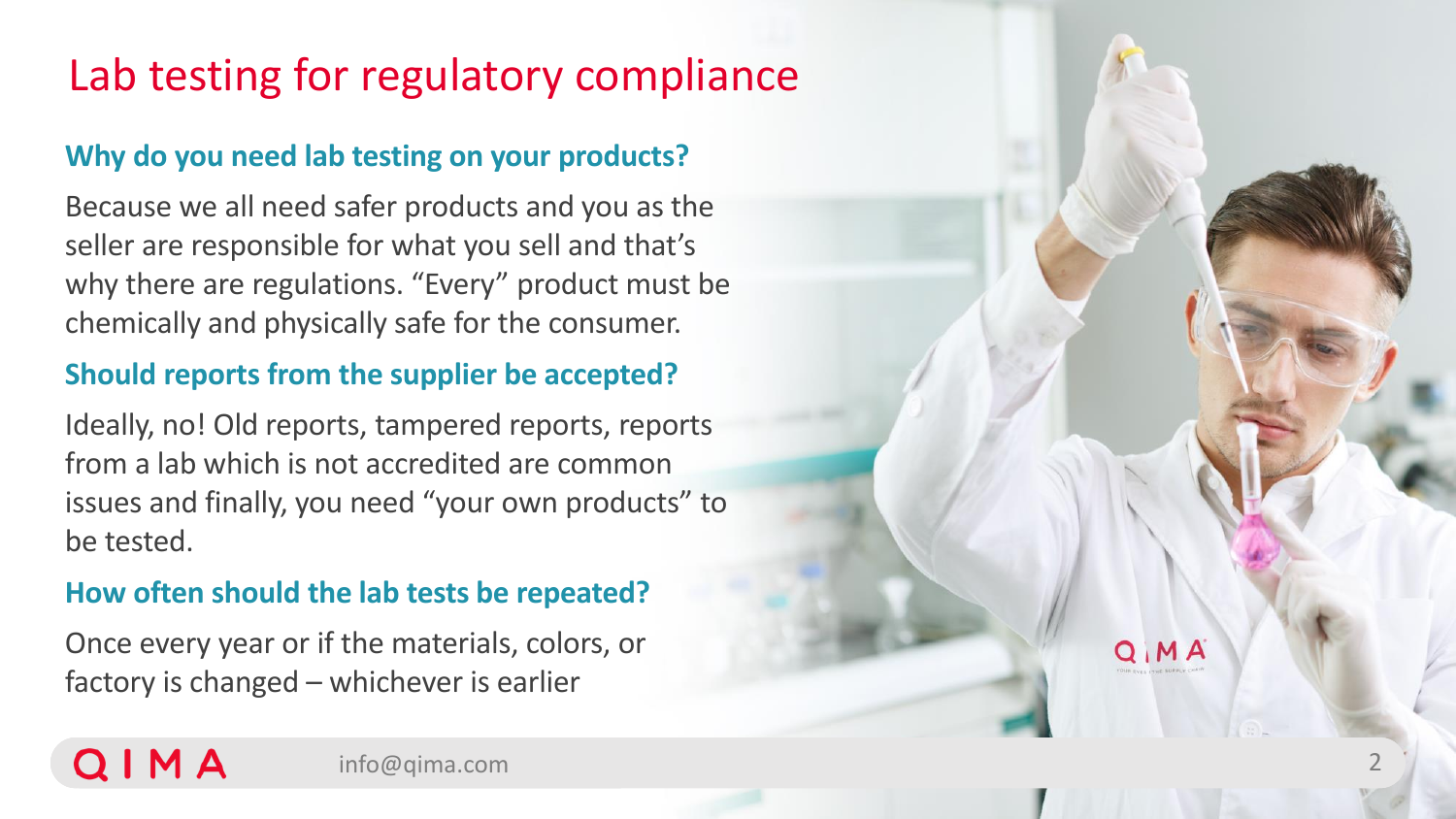# Lab testing for regulatory compliance

## Why do you need lab testing on your products?

Because we all need safer products and you as the seller are responsible for what you sell and that's why there are regulations. "Every" product must be chemically and physically safe for the consumer.

## Should reports from the supplier be accepted?

Ideally, no! Old reports, tampered reports, reports from a lab which is not accredited are common issues and finally, you need "your own products" to be tested.

## How often should the lab tests be repeated?

Once every year or if the materials, colors, or factory is changed – whichever is earlier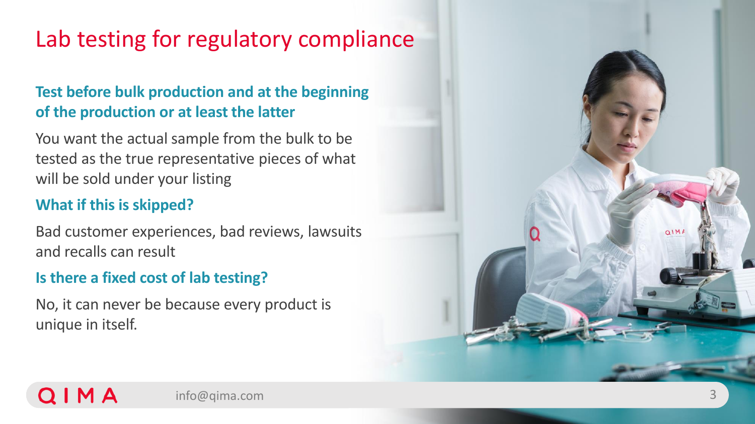# Lab testing for regulatory compliance

### Test before bulk production and at the beginning of the production or at least the latter

You want the actual sample from the bulk to be tested as the true representative pieces of what will be sold under your listing

### What if this is skipped?

Bad customer experiences, bad reviews, lawsuits and recalls can result

### Is there a fixed cost of lab testing?

No, it can never be because every product is unique in itself.

info@qima.com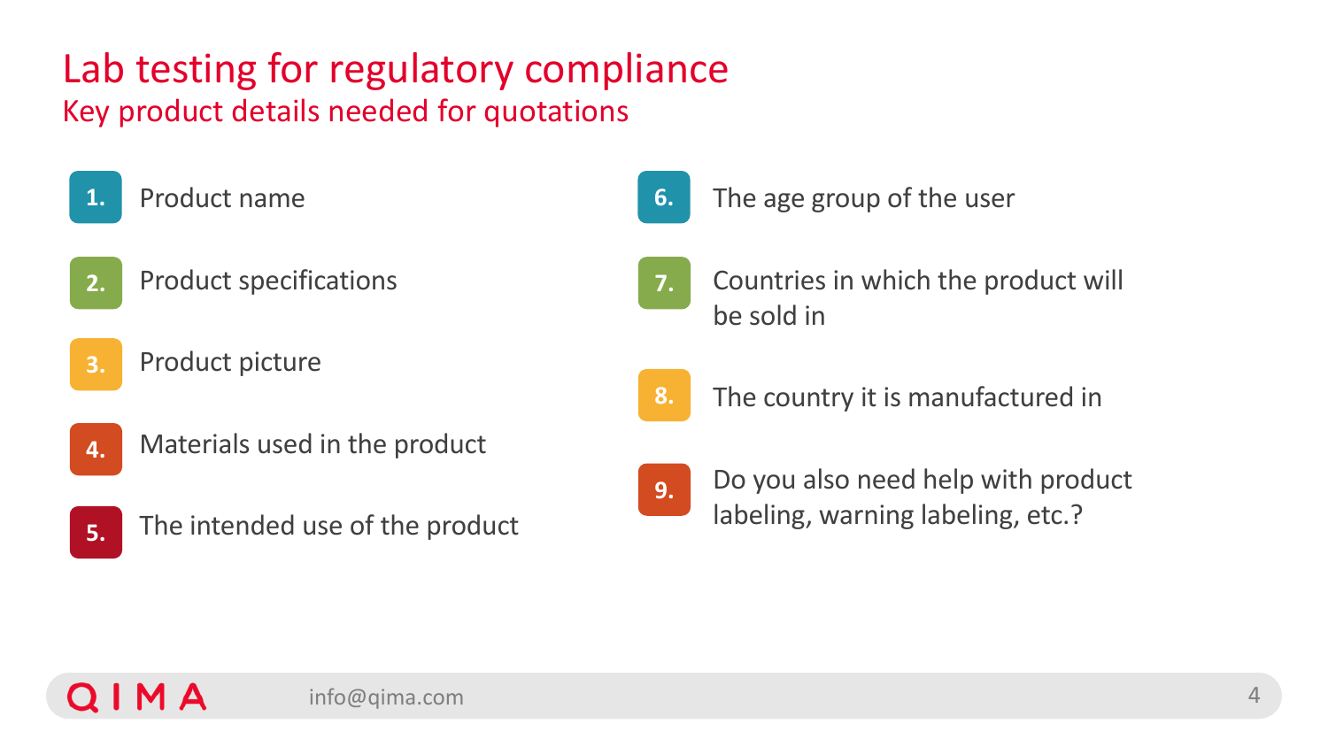# Lab testing for regulatory compliance

## Key product details needed for quotations

1. Product name
2. Product specifications
3. Product picture
4. Materials used in the product
5. The intended use of the product
6. The age group of the user
7. Countries in which the product will be sold in
8. The country it is manufactured in
9. Do you also need help with product labeling, warning labeling, etc.?

QIMA info@qima.com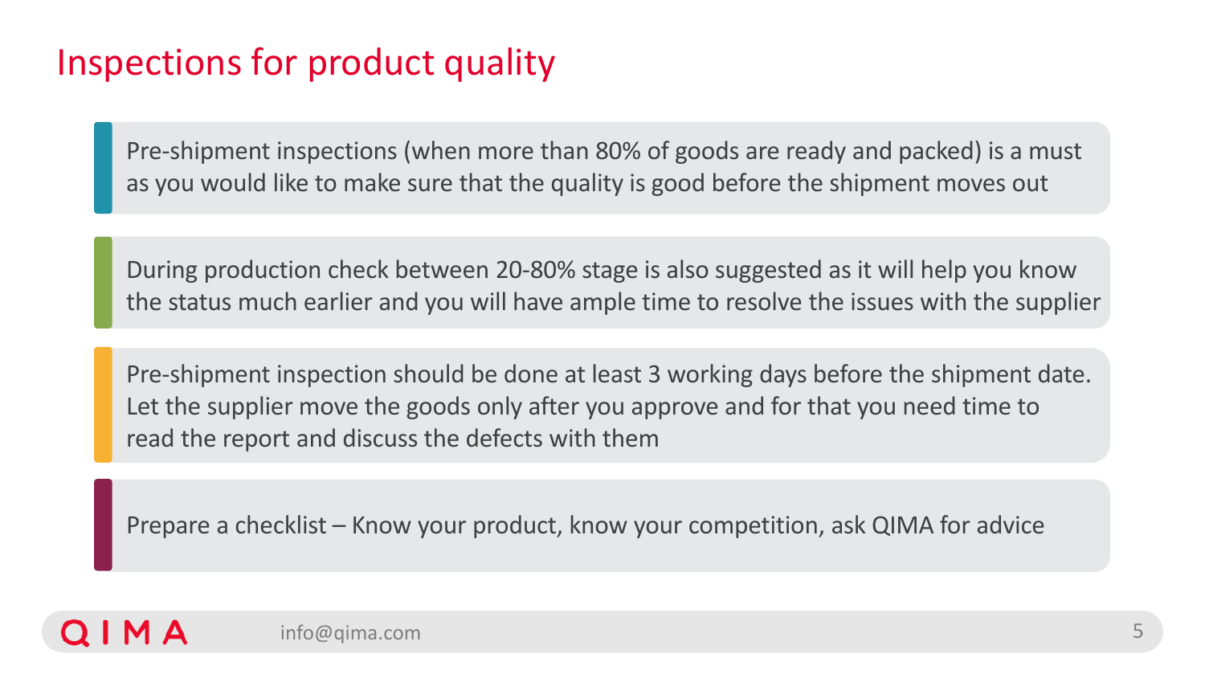# Inspections for product quality

- Pre-shipment inspections (when more than 80% of goods are ready and packed) is a must as you would like to make sure that the quality is good before the shipment moves out

- During production check between 20-80% stage is also suggested as it will help you know the status much earlier and you will have ample time to resolve the issues with the supplier

- Pre-shipment inspection should be done at least 3 working days before the shipment date. Let the supplier move the goods only after you approve and for that you need time to read the report and discuss the defects with them

- Prepare a checklist – Know your product, know your competition, ask QIMA for advice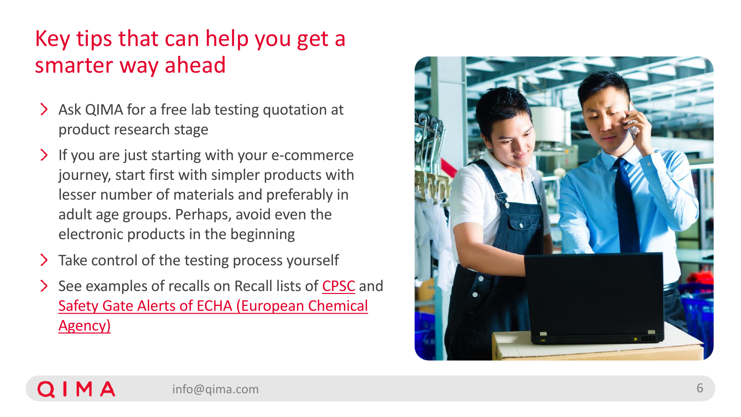# Key tips that can help you get a smarter way ahead

- Ask QIMA for a free lab testing quotation at product research stage
- If you are just starting with your e-commerce journey, start first with simpler products with lesser number of materials and preferably in adult age groups. Perhaps, avoid even the electronic products in the beginning
- Take control of the testing process yourself
- See examples of recalls on Recall lists of CPSC and Safety Gate Alerts of ECHA (European Chemical Agency)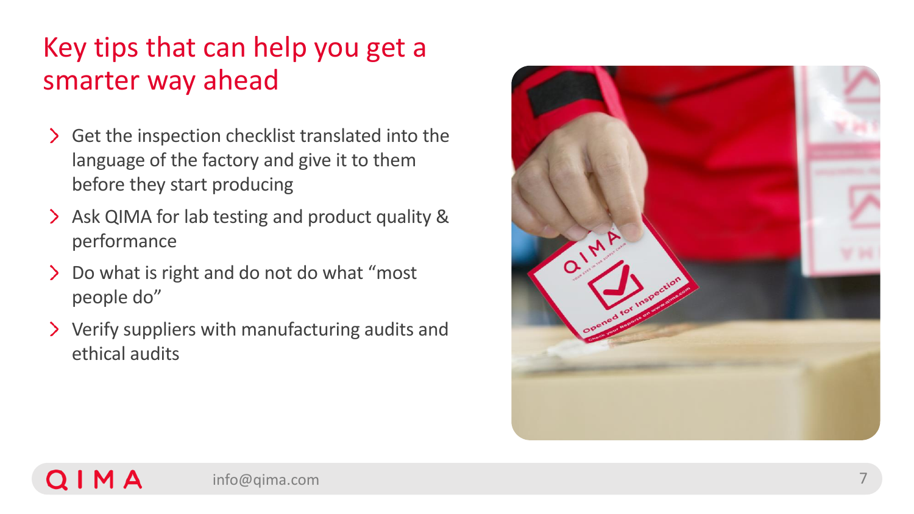# Key tips that can help you get a smarter way ahead

- Get the inspection checklist translated into the language of the factory and give it to them before they start producing
- Ask QIMA for lab testing and product quality & performance
- Do what is right and do not do what "most people do"
- Verify suppliers with manufacturing audits and ethical audits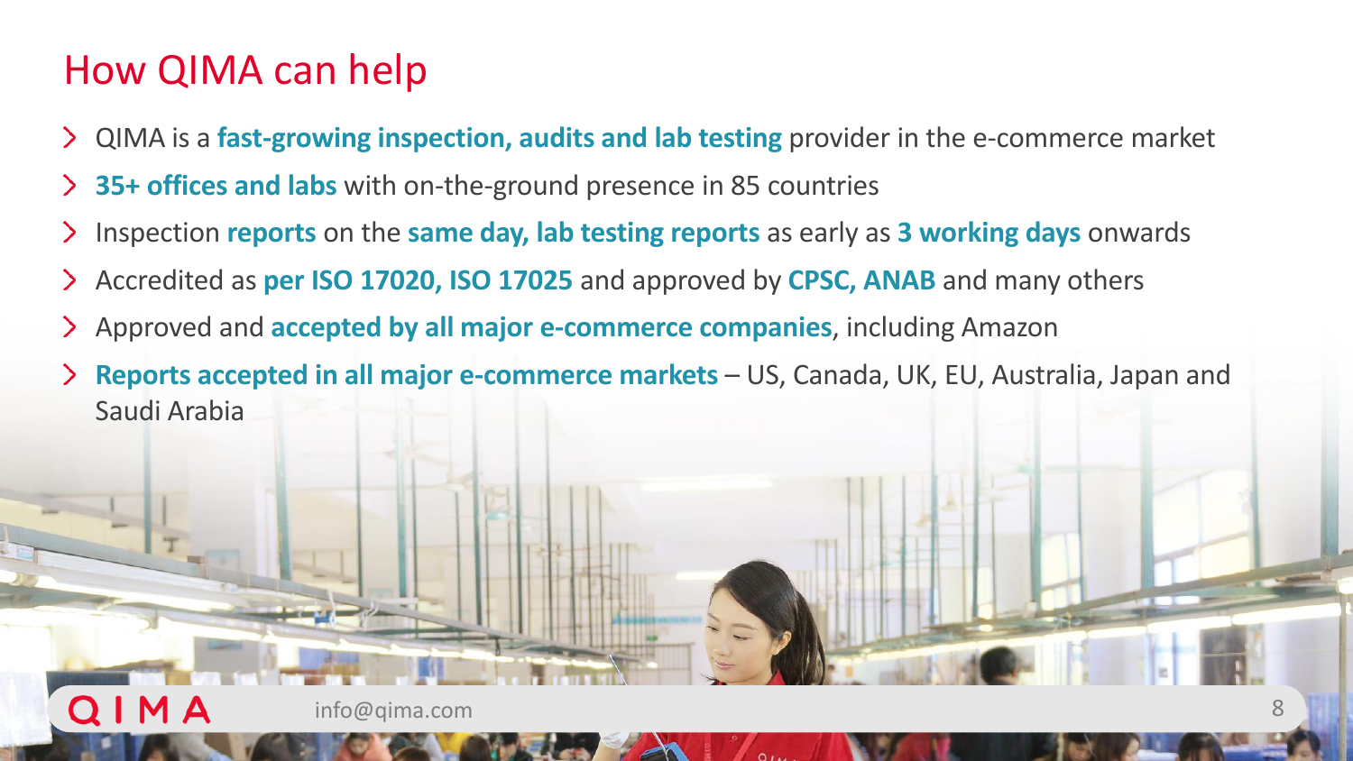# How QIMA can help

- QIMA is a **fast-growing inspection, audits and lab testing** provider in the e-commerce market
- **35+ offices and labs** with on-the-ground presence in 85 countries
- Inspection **reports** on the **same day, lab testing reports** as early as **3 working days** onwards
- Accredited as **per ISO 17020, ISO 17025** and approved by **CPSC, ANAB** and many others
- Approved and **accepted by all major e-commerce companies**, including Amazon
- **Reports accepted in all major e-commerce markets** – US, Canada, UK, EU, Australia, Japan and Saudi Arabia

QIMA info@qima.com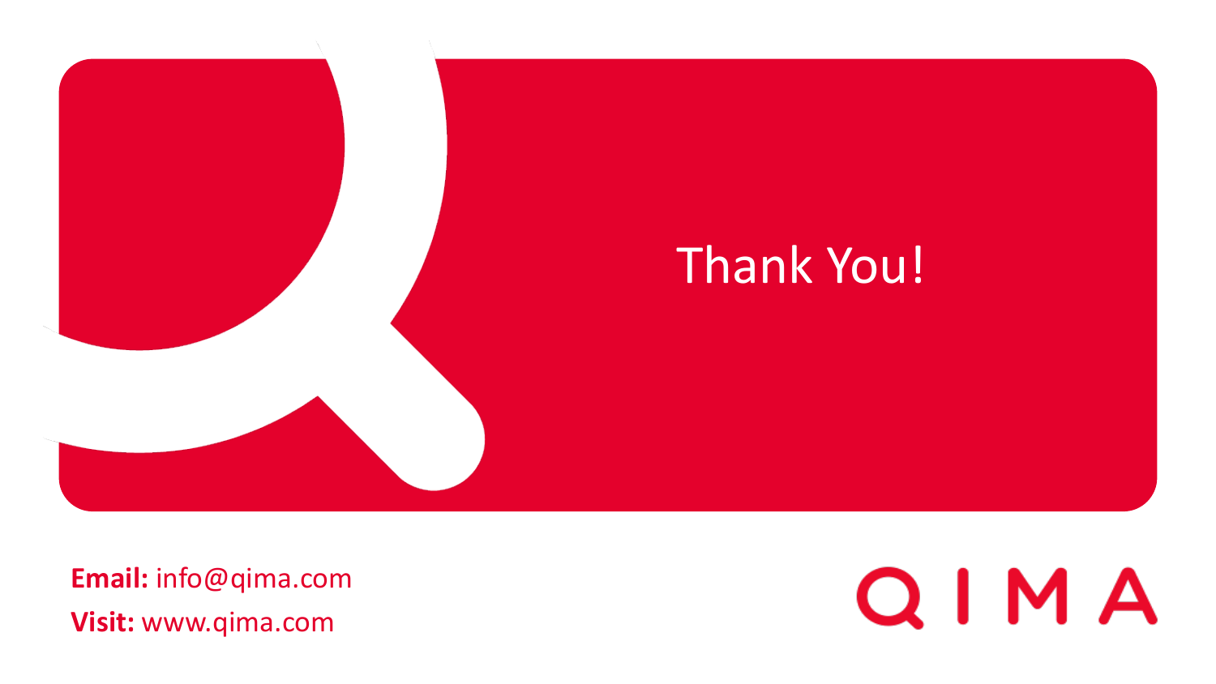# Thank You!

**Email:** info@qima.com

**Visit:** www.qima.com

QIMA